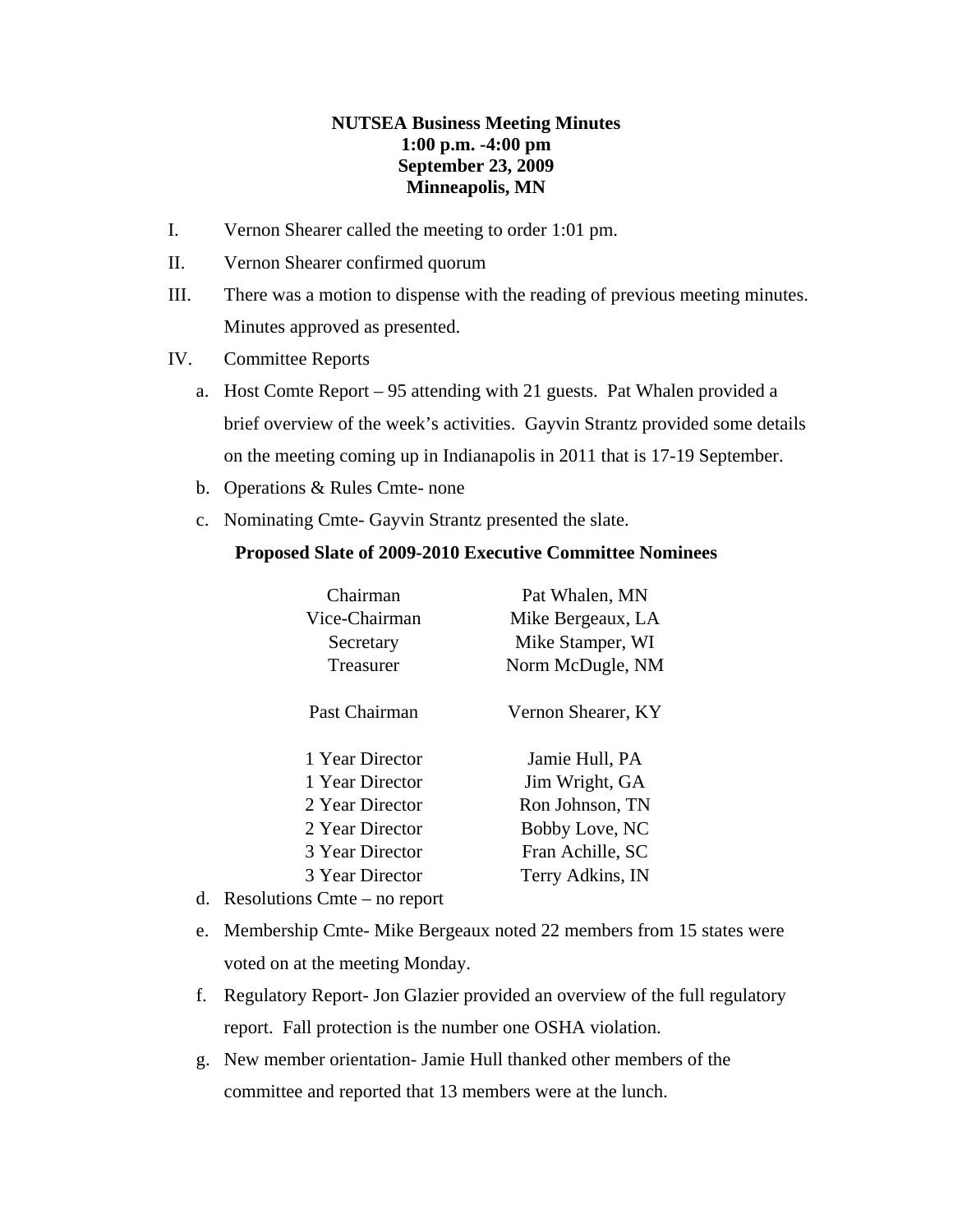**NUTSEA Business Meeting Minutes**
**1:00 p.m. -4:00 pm**
**September 23, 2009**
**Minneapolis, MN**

I. Vernon Shearer called the meeting to order 1:01 pm.

II. Vernon Shearer confirmed quorum

III. There was a motion to dispense with the reading of previous meeting minutes. Minutes approved as presented.

IV. Committee Reports

a. Host Comte Report – 95 attending with 21 guests. Pat Whalen provided a brief overview of the week's activities. Gayvin Strantz provided some details on the meeting coming up in Indianapolis in 2011 that is 17-19 September.

b. Operations & Rules Cmte- none

c. Nominating Cmte- Gayvin Strantz presented the slate.

**Proposed Slate of 2009-2010 Executive Committee Nominees**

| | |
|---|---|
| Chairman | Pat Whalen, MN |
| Vice-Chairman | Mike Bergeaux, LA |
| Secretary | Mike Stamper, WI |
| Treasurer | Norm McDugle, NM |
| Past Chairman | Vernon Shearer, KY |
| 1 Year Director | Jamie Hull, PA |
| 1 Year Director | Jim Wright, GA |
| 2 Year Director | Ron Johnson, TN |
| 2 Year Director | Bobby Love, NC |
| 3 Year Director | Fran Achille, SC |
| 3 Year Director | Terry Adkins, IN |

d. Resolutions Cmte – no report

e. Membership Cmte- Mike Bergeaux noted 22 members from 15 states were voted on at the meeting Monday.

f. Regulatory Report- Jon Glazier provided an overview of the full regulatory report. Fall protection is the number one OSHA violation.

g. New member orientation- Jamie Hull thanked other members of the committee and reported that 13 members were at the lunch.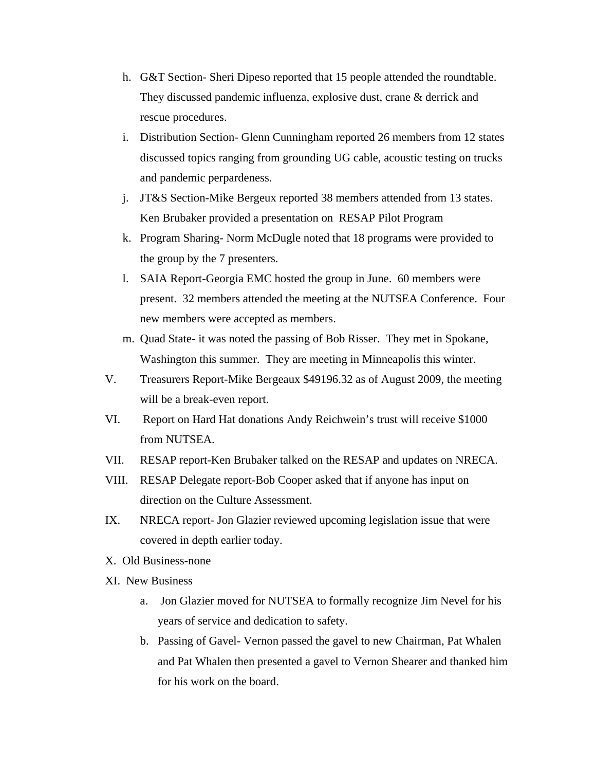h. G&T Section- Sheri Dipeso reported that 15 people attended the roundtable. They discussed pandemic influenza, explosive dust, crane & derrick and rescue procedures.

i. Distribution Section- Glenn Cunningham reported 26 members from 12 states discussed topics ranging from grounding UG cable, acoustic testing on trucks and pandemic perpardeness.

j. JT&S Section-Mike Bergeux reported 38 members attended from 13 states. Ken Brubaker provided a presentation on RESAP Pilot Program

k. Program Sharing- Norm McDugle noted that 18 programs were provided to the group by the 7 presenters.

l. SAIA Report-Georgia EMC hosted the group in June. 60 members were present. 32 members attended the meeting at the NUTSEA Conference. Four new members were accepted as members.

m. Quad State- it was noted the passing of Bob Risser. They met in Spokane, Washington this summer. They are meeting in Minneapolis this winter.

V. Treasurers Report-Mike Bergeaux $49196.32 as of August 2009, the meeting will be a break-even report.

VI. Report on Hard Hat donations Andy Reichwein's trust will receive $1000 from NUTSEA.

VII. RESAP report-Ken Brubaker talked on the RESAP and updates on NRECA.

VIII. RESAP Delegate report-Bob Cooper asked that if anyone has input on direction on the Culture Assessment.

IX. NRECA report- Jon Glazier reviewed upcoming legislation issue that were covered in depth earlier today.

X. Old Business-none

XI. New Business

a. Jon Glazier moved for NUTSEA to formally recognize Jim Nevel for his years of service and dedication to safety.

b. Passing of Gavel- Vernon passed the gavel to new Chairman, Pat Whalen and Pat Whalen then presented a gavel to Vernon Shearer and thanked him for his work on the board.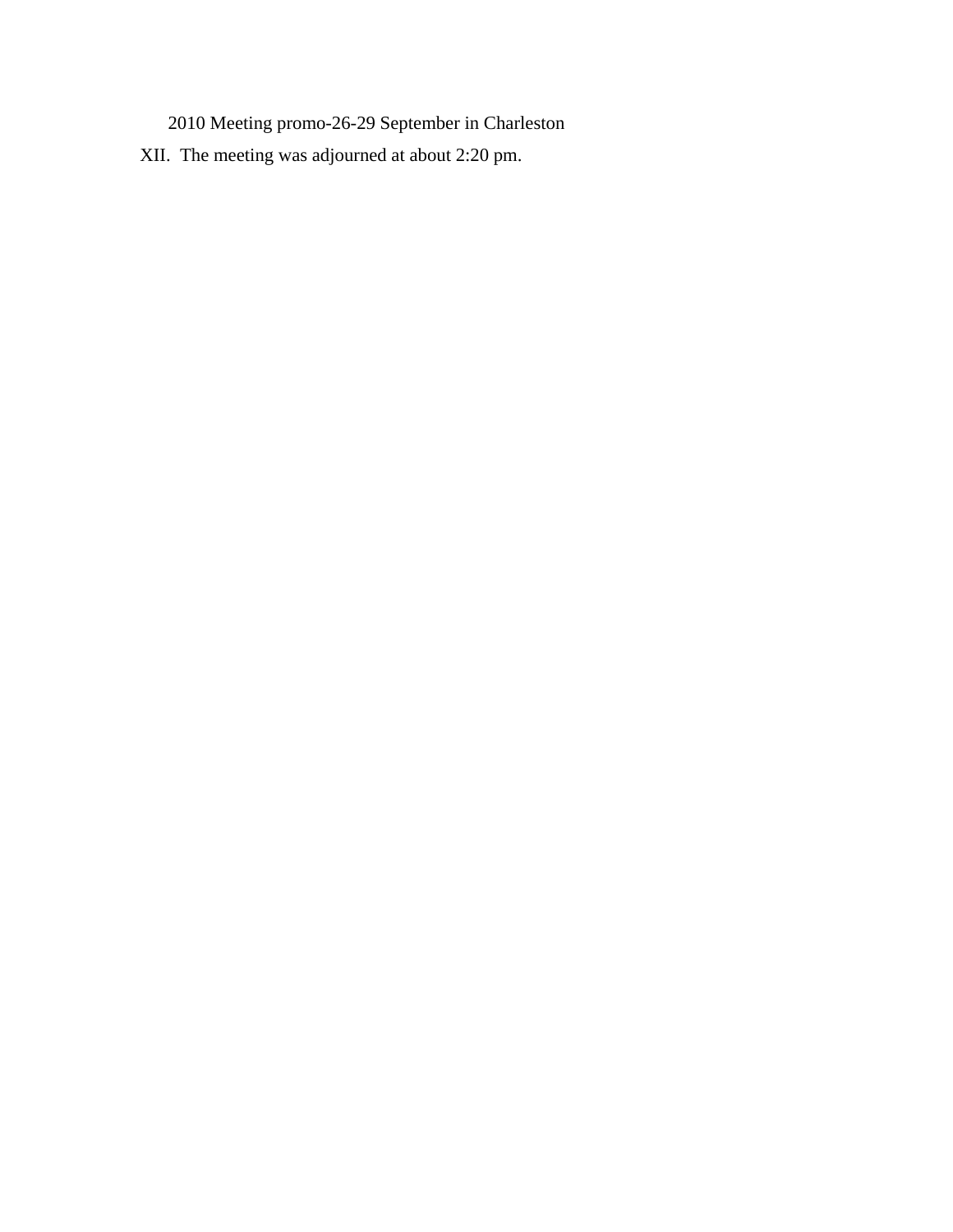2010 Meeting promo-26-29 September in Charleston

XII. The meeting was adjourned at about 2:20 pm.